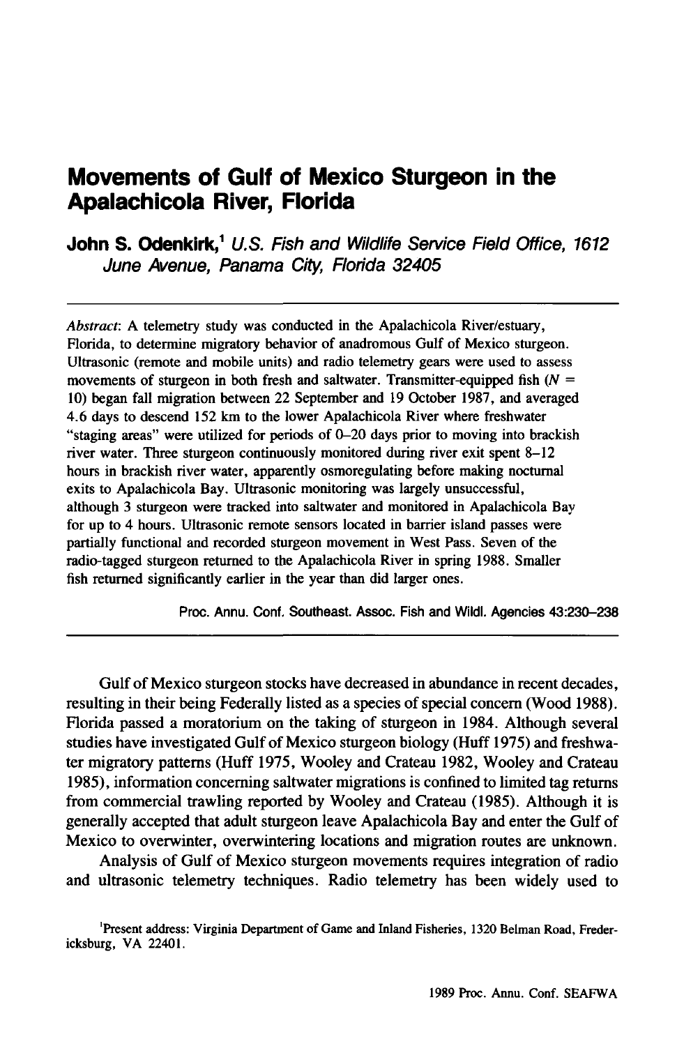# Movements of Gulf of Mexico Sturgeon in the Apalachicola River, Florida

**John S. Odenkirk,[1]** *U.S. Fish and Wildlife Service Field Office, 1612 June Avenue, Panama City, Florida 32405*

*Abstract*: A telemetry study was conducted in the Apalachicola River/estuary, Florida, to determine migratory behavior of anadromous Gulf of Mexico sturgeon. Ultrasonic (remote and mobile units) and radio telemetry gears were used to assess movements of sturgeon in both fresh and saltwater. Transmitter-equipped fish ($N$ = 10) began fall migration between 22 September and 19 October 1987, and averaged 4.6 days to descend 152 km to the lower Apalachicola River where freshwater "staging areas" were utilized for periods of 0–20 days prior to moving into brackish river water. Three sturgeon continuously monitored during river exit spent 8–12 hours in brackish river water, apparently osmoregulating before making nocturnal exits to Apalachicola Bay. Ultrasonic monitoring was largely unsuccessful, although 3 sturgeon were tracked into saltwater and monitored in Apalachicola Bay for up to 4 hours. Ultrasonic remote sensors located in barrier island passes were partially functional and recorded sturgeon movement in West Pass. Seven of the radio-tagged sturgeon returned to the Apalachicola River in spring 1988. Smaller fish returned significantly earlier in the year than did larger ones.

Proc. Annu. Conf. Southeast. Assoc. Fish and Wildl. Agencies 43:230–238

Gulf of Mexico sturgeon stocks have decreased in abundance in recent decades, resulting in their being Federally listed as a species of special concern (Wood 1988). Florida passed a moratorium on the taking of sturgeon in 1984. Although several studies have investigated Gulf of Mexico sturgeon biology (Huff 1975) and freshwater migratory patterns (Huff 1975, Wooley and Crateau 1982, Wooley and Crateau 1985), information concerning saltwater migrations is confined to limited tag returns from commercial trawling reported by Wooley and Crateau (1985). Although it is generally accepted that adult sturgeon leave Apalachicola Bay and enter the Gulf of Mexico to overwinter, overwintering locations and migration routes are unknown.

Analysis of Gulf of Mexico sturgeon movements requires integration of radio and ultrasonic telemetry techniques. Radio telemetry has been widely used to

[1] Present address: Virginia Department of Game and Inland Fisheries, 1320 Belman Road, Fredericksburg, VA 22401.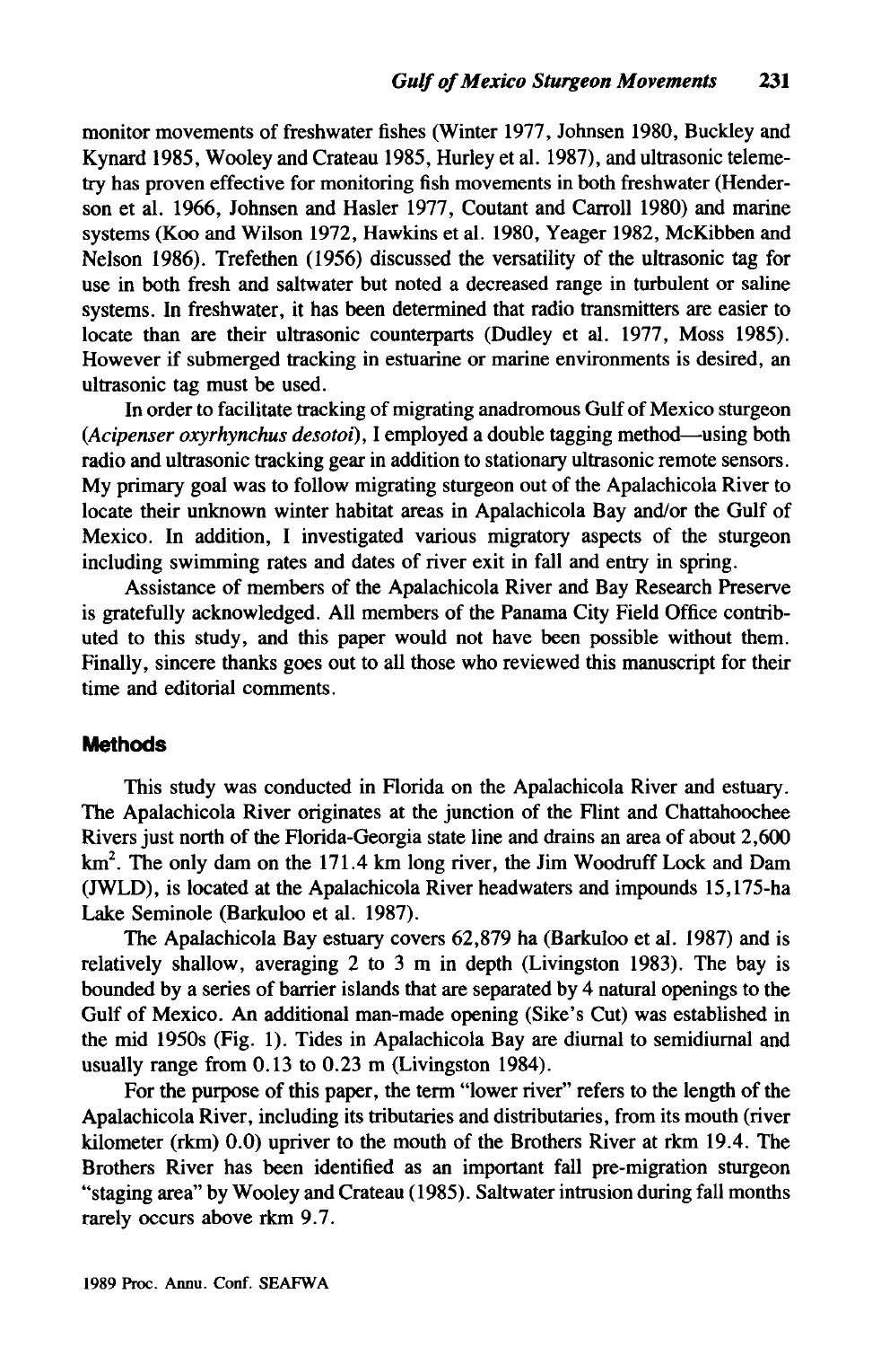monitor movements of freshwater fishes (Winter 1977, Johnsen 1980, Buckley and Kynard 1985, Wooley and Crateau 1985, Hurley et al. 1987), and ultrasonic telemetry has proven effective for monitoring fish movements in both freshwater (Henderson et al. 1966, Johnsen and Hasler 1977, Coutant and Carroll 1980) and marine systems (Koo and Wilson 1972, Hawkins et al. 1980, Yeager 1982, McKibben and Nelson 1986). Trefethen (1956) discussed the versatility of the ultrasonic tag for use in both fresh and saltwater but noted a decreased range in turbulent or saline systems. In freshwater, it has been determined that radio transmitters are easier to locate than are their ultrasonic counterparts (Dudley et al. 1977, Moss 1985). However if submerged tracking in estuarine or marine environments is desired, an ultrasonic tag must be used.

In order to facilitate tracking of migrating anadromous Gulf of Mexico sturgeon (*Acipenser oxyrhynchus desotoi*), I employed a double tagging method—using both radio and ultrasonic tracking gear in addition to stationary ultrasonic remote sensors. My primary goal was to follow migrating sturgeon out of the Apalachicola River to locate their unknown winter habitat areas in Apalachicola Bay and/or the Gulf of Mexico. In addition, I investigated various migratory aspects of the sturgeon including swimming rates and dates of river exit in fall and entry in spring.

Assistance of members of the Apalachicola River and Bay Research Preserve is gratefully acknowledged. All members of the Panama City Field Office contributed to this study, and this paper would not have been possible without them. Finally, sincere thanks goes out to all those who reviewed this manuscript for their time and editorial comments.

## Methods

This study was conducted in Florida on the Apalachicola River and estuary. The Apalachicola River originates at the junction of the Flint and Chattahoochee Rivers just north of the Florida-Georgia state line and drains an area of about 2,600 km$^2$. The only dam on the 171.4 km long river, the Jim Woodruff Lock and Dam (JWLD), is located at the Apalachicola River headwaters and impounds 15,175-ha Lake Seminole (Barkuloo et al. 1987).

The Apalachicola Bay estuary covers 62,879 ha (Barkuloo et al. 1987) and is relatively shallow, averaging 2 to 3 m in depth (Livingston 1983). The bay is bounded by a series of barrier islands that are separated by 4 natural openings to the Gulf of Mexico. An additional man-made opening (Sike's Cut) was established in the mid 1950s (Fig. 1). Tides in Apalachicola Bay are diurnal to semidiurnal and usually range from 0.13 to 0.23 m (Livingston 1984).

For the purpose of this paper, the term "lower river" refers to the length of the Apalachicola River, including its tributaries and distributaries, from its mouth (river kilometer (rkm) 0.0) upriver to the mouth of the Brothers River at rkm 19.4. The Brothers River has been identified as an important fall pre-migration sturgeon "staging area" by Wooley and Crateau (1985). Saltwater intrusion during fall months rarely occurs above rkm 9.7.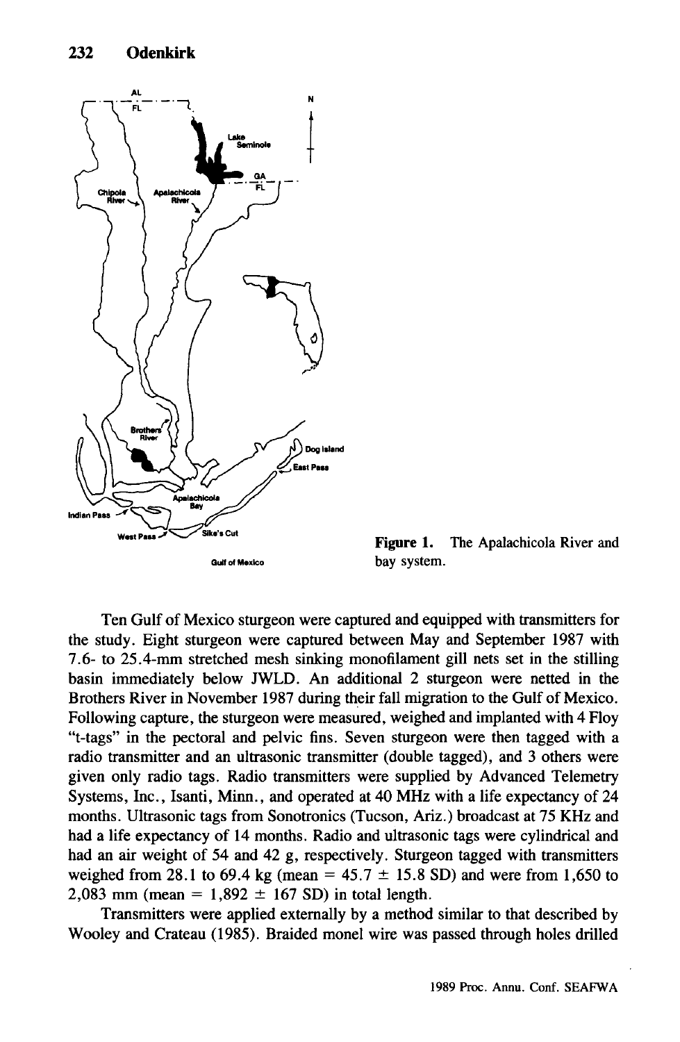Figure 1. The Apalachicola River and bay system.

Ten Gulf of Mexico sturgeon were captured and equipped with transmitters for the study. Eight sturgeon were captured between May and September 1987 with 7.6- to 25.4-mm stretched mesh sinking monofilament gill nets set in the stilling basin immediately below JWLD. An additional 2 sturgeon were netted in the Brothers River in November 1987 during their fall migration to the Gulf of Mexico. Following capture, the sturgeon were measured, weighed and implanted with 4 Floy "t-tags" in the pectoral and pelvic fins. Seven sturgeon were then tagged with a radio transmitter and an ultrasonic transmitter (double tagged), and 3 others were given only radio tags. Radio transmitters were supplied by Advanced Telemetry Systems, Inc., Isanti, Minn., and operated at 40 MHz with a life expectancy of 24 months. Ultrasonic tags from Sonotronics (Tucson, Ariz.) broadcast at 75 KHz and had a life expectancy of 14 months. Radio and ultrasonic tags were cylindrical and had an air weight of 54 and 42 g, respectively. Sturgeon tagged with transmitters weighed from 28.1 to 69.4 kg (mean = 45.7 ± 15.8 SD) and were from 1,650 to 2,083 mm (mean = 1,892 ± 167 SD) in total length.

Transmitters were applied externally by a method similar to that described by Wooley and Crateau (1985). Braided monel wire was passed through holes drilled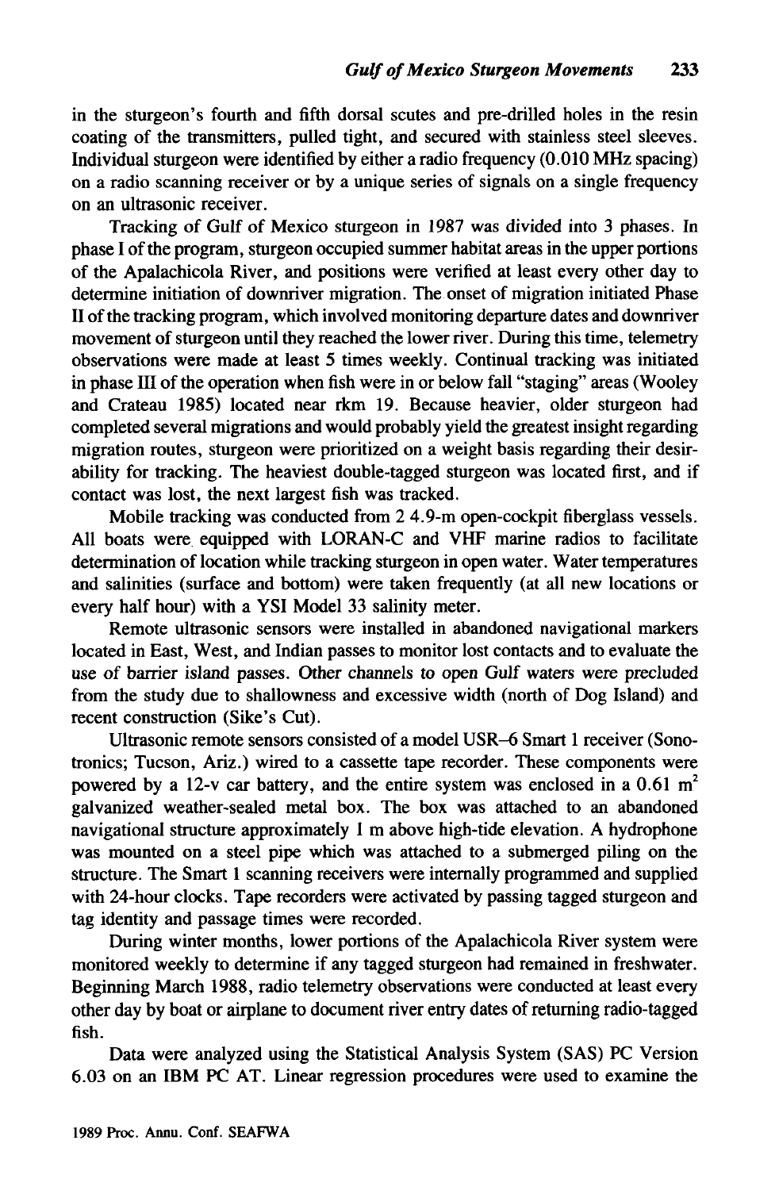in the sturgeon's fourth and fifth dorsal scutes and pre-drilled holes in the resin coating of the transmitters, pulled tight, and secured with stainless steel sleeves. Individual sturgeon were identified by either a radio frequency (0.010 MHz spacing) on a radio scanning receiver or by a unique series of signals on a single frequency on an ultrasonic receiver.

Tracking of Gulf of Mexico sturgeon in 1987 was divided into 3 phases. In phase I of the program, sturgeon occupied summer habitat areas in the upper portions of the Apalachicola River, and positions were verified at least every other day to determine initiation of downriver migration. The onset of migration initiated Phase II of the tracking program, which involved monitoring departure dates and downriver movement of sturgeon until they reached the lower river. During this time, telemetry observations were made at least 5 times weekly. Continual tracking was initiated in phase III of the operation when fish were in or below fall "staging" areas (Wooley and Crateau 1985) located near rkm 19. Because heavier, older sturgeon had completed several migrations and would probably yield the greatest insight regarding migration routes, sturgeon were prioritized on a weight basis regarding their desirability for tracking. The heaviest double-tagged sturgeon was located first, and if contact was lost, the next largest fish was tracked.

Mobile tracking was conducted from 2 4.9-m open-cockpit fiberglass vessels. All boats were equipped with LORAN-C and VHF marine radios to facilitate determination of location while tracking sturgeon in open water. Water temperatures and salinities (surface and bottom) were taken frequently (at all new locations or every half hour) with a YSI Model 33 salinity meter.

Remote ultrasonic sensors were installed in abandoned navigational markers located in East, West, and Indian passes to monitor lost contacts and to evaluate the use of barrier island passes. Other channels to open Gulf waters were precluded from the study due to shallowness and excessive width (north of Dog Island) and recent construction (Sike's Cut).

Ultrasonic remote sensors consisted of a model USR–6 Smart 1 receiver (Sonotronics; Tucson, Ariz.) wired to a cassette tape recorder. These components were powered by a 12-v car battery, and the entire system was enclosed in a 0.61 $m^2$ galvanized weather-sealed metal box. The box was attached to an abandoned navigational structure approximately 1 m above high-tide elevation. A hydrophone was mounted on a steel pipe which was attached to a submerged piling on the structure. The Smart 1 scanning receivers were internally programmed and supplied with 24-hour clocks. Tape recorders were activated by passing tagged sturgeon and tag identity and passage times were recorded.

During winter months, lower portions of the Apalachicola River system were monitored weekly to determine if any tagged sturgeon had remained in freshwater. Beginning March 1988, radio telemetry observations were conducted at least every other day by boat or airplane to document river entry dates of returning radio-tagged fish.

Data were analyzed using the Statistical Analysis System (SAS) PC Version 6.03 on an IBM PC AT. Linear regression procedures were used to examine the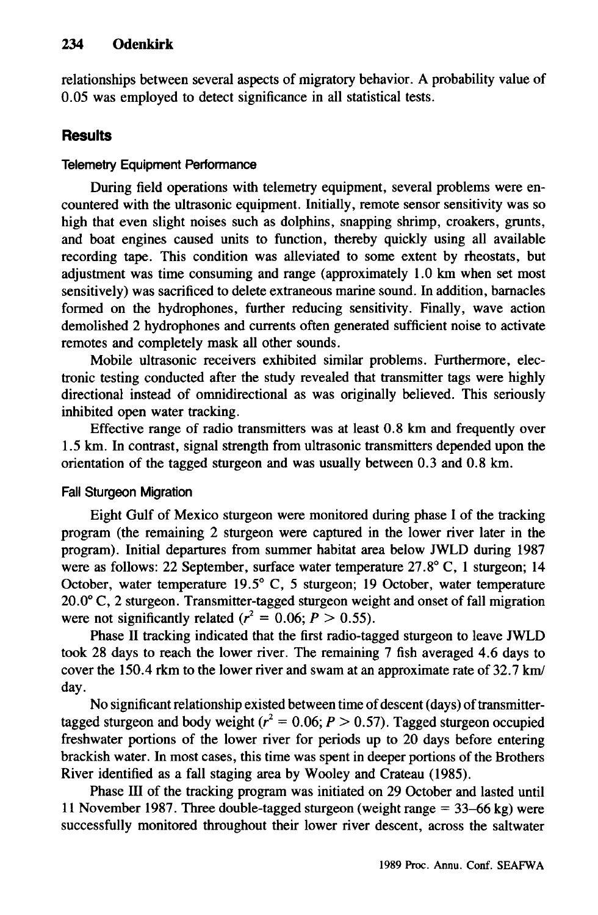relationships between several aspects of migratory behavior. A probability value of 0.05 was employed to detect significance in all statistical tests.

## Results

### Telemetry Equipment Performance

During field operations with telemetry equipment, several problems were encountered with the ultrasonic equipment. Initially, remote sensor sensitivity was so high that even slight noises such as dolphins, snapping shrimp, croakers, grunts, and boat engines caused units to function, thereby quickly using all available recording tape. This condition was alleviated to some extent by rheostats, but adjustment was time consuming and range (approximately 1.0 km when set most sensitively) was sacrificed to delete extraneous marine sound. In addition, barnacles formed on the hydrophones, further reducing sensitivity. Finally, wave action demolished 2 hydrophones and currents often generated sufficient noise to activate remotes and completely mask all other sounds.

Mobile ultrasonic receivers exhibited similar problems. Furthermore, electronic testing conducted after the study revealed that transmitter tags were highly directional instead of omnidirectional as was originally believed. This seriously inhibited open water tracking.

Effective range of radio transmitters was at least 0.8 km and frequently over 1.5 km. In contrast, signal strength from ultrasonic transmitters depended upon the orientation of the tagged sturgeon and was usually between 0.3 and 0.8 km.

### Fall Sturgeon Migration

Eight Gulf of Mexico sturgeon were monitored during phase I of the tracking program (the remaining 2 sturgeon were captured in the lower river later in the program). Initial departures from summer habitat area below JWLD during 1987 were as follows: 22 September, surface water temperature 27.8° C, 1 sturgeon; 14 October, water temperature 19.5° C, 5 sturgeon; 19 October, water temperature 20.0° C, 2 sturgeon. Transmitter-tagged sturgeon weight and onset of fall migration were not significantly related ($r^2 = 0.06$; $P > 0.55$).

Phase II tracking indicated that the first radio-tagged sturgeon to leave JWLD took 28 days to reach the lower river. The remaining 7 fish averaged 4.6 days to cover the 150.4 rkm to the lower river and swam at an approximate rate of 32.7 km/day.

No significant relationship existed between time of descent (days) of transmitter-tagged sturgeon and body weight ($r^2 = 0.06$; $P > 0.57$). Tagged sturgeon occupied freshwater portions of the lower river for periods up to 20 days before entering brackish water. In most cases, this time was spent in deeper portions of the Brothers River identified as a fall staging area by Wooley and Crateau (1985).

Phase III of the tracking program was initiated on 29 October and lasted until 11 November 1987. Three double-tagged sturgeon (weight range = 33–66 kg) were successfully monitored throughout their lower river descent, across the saltwater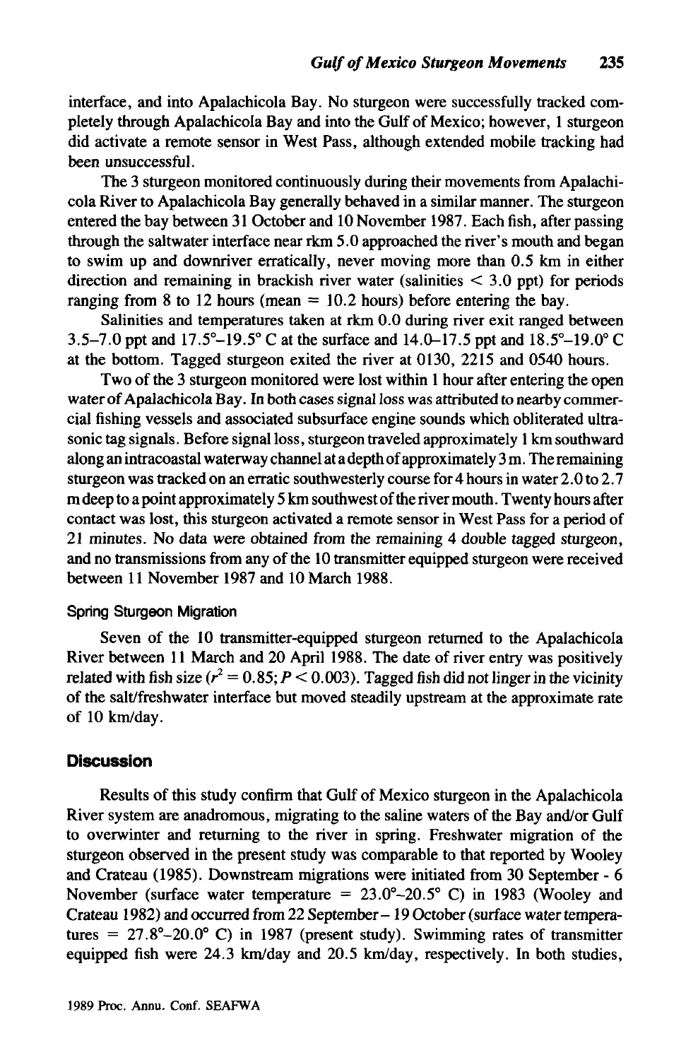interface, and into Apalachicola Bay. No sturgeon were successfully tracked completely through Apalachicola Bay and into the Gulf of Mexico; however, 1 sturgeon did activate a remote sensor in West Pass, although extended mobile tracking had been unsuccessful.

The 3 sturgeon monitored continuously during their movements from Apalachicola River to Apalachicola Bay generally behaved in a similar manner. The sturgeon entered the bay between 31 October and 10 November 1987. Each fish, after passing through the saltwater interface near rkm 5.0 approached the river's mouth and began to swim up and downriver erratically, never moving more than 0.5 km in either direction and remaining in brackish river water (salinities < 3.0 ppt) for periods ranging from 8 to 12 hours (mean = 10.2 hours) before entering the bay.

Salinities and temperatures taken at rkm 0.0 during river exit ranged between 3.5–7.0 ppt and 17.5°–19.5° C at the surface and 14.0–17.5 ppt and 18.5°–19.0° C at the bottom. Tagged sturgeon exited the river at 0130, 2215 and 0540 hours.

Two of the 3 sturgeon monitored were lost within 1 hour after entering the open water of Apalachicola Bay. In both cases signal loss was attributed to nearby commercial fishing vessels and associated subsurface engine sounds which obliterated ultrasonic tag signals. Before signal loss, sturgeon traveled approximately 1 km southward along an intracoastal waterway channel at a depth of approximately 3 m. The remaining sturgeon was tracked on an erratic southwesterly course for 4 hours in water 2.0 to 2.7 m deep to a point approximately 5 km southwest of the river mouth. Twenty hours after contact was lost, this sturgeon activated a remote sensor in West Pass for a period of 21 minutes. No data were obtained from the remaining 4 double tagged sturgeon, and no transmissions from any of the 10 transmitter equipped sturgeon were received between 11 November 1987 and 10 March 1988.

### Spring Sturgeon Migration

Seven of the 10 transmitter-equipped sturgeon returned to the Apalachicola River between 11 March and 20 April 1988. The date of river entry was positively related with fish size ($r^2 = 0.85$; $P < 0.003$). Tagged fish did not linger in the vicinity of the salt/freshwater interface but moved steadily upstream at the approximate rate of 10 km/day.

## Discussion

Results of this study confirm that Gulf of Mexico sturgeon in the Apalachicola River system are anadromous, migrating to the saline waters of the Bay and/or Gulf to overwinter and returning to the river in spring. Freshwater migration of the sturgeon observed in the present study was comparable to that reported by Wooley and Crateau (1985). Downstream migrations were initiated from 30 September - 6 November (surface water temperature = 23.0°–20.5° C) in 1983 (Wooley and Crateau 1982) and occurred from 22 September – 19 October (surface water temperatures = 27.8°–20.0° C) in 1987 (present study). Swimming rates of transmitter equipped fish were 24.3 km/day and 20.5 km/day, respectively. In both studies,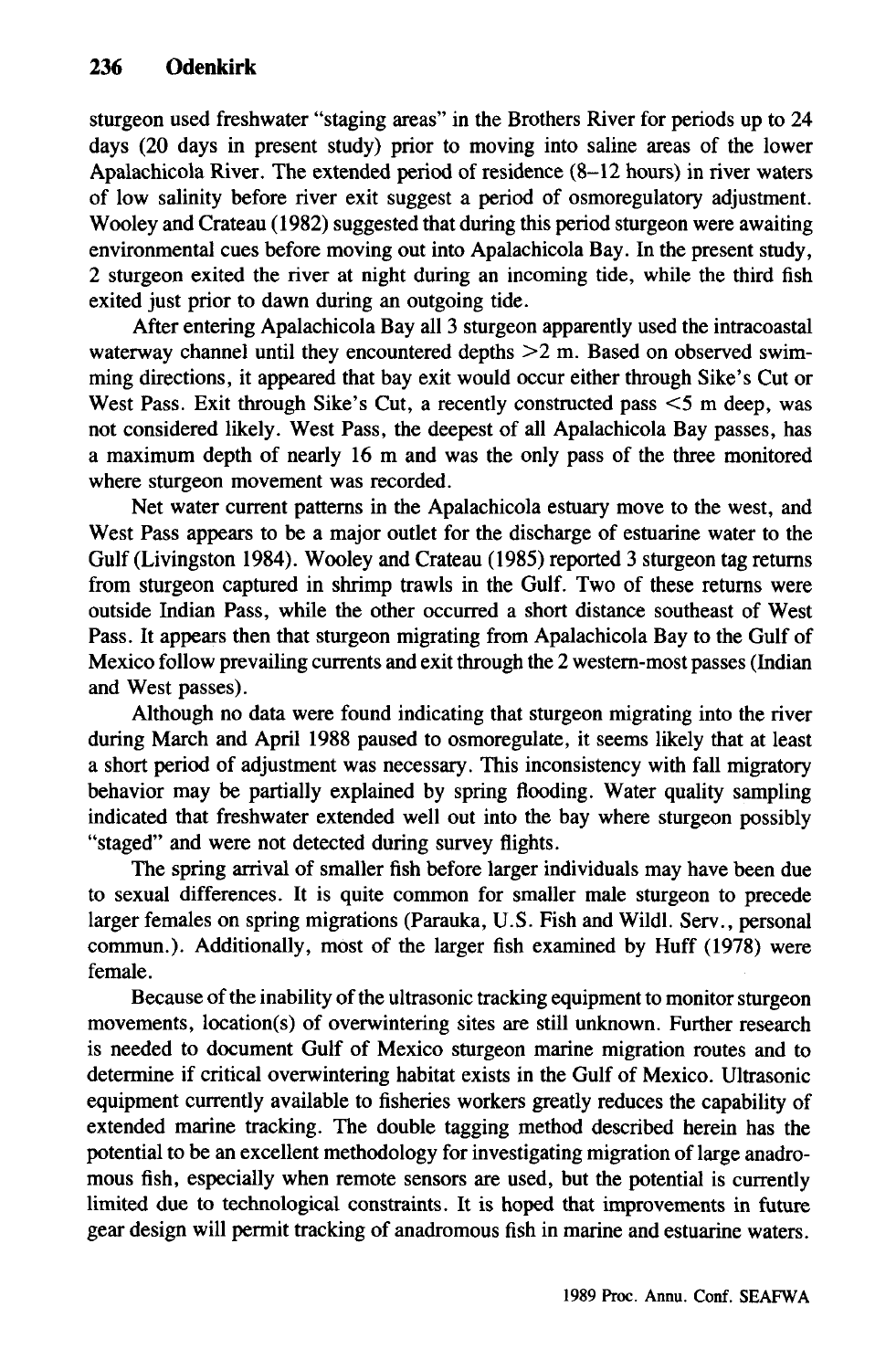sturgeon used freshwater "staging areas" in the Brothers River for periods up to 24 days (20 days in present study) prior to moving into saline areas of the lower Apalachicola River. The extended period of residence (8–12 hours) in river waters of low salinity before river exit suggest a period of osmoregulatory adjustment. Wooley and Crateau (1982) suggested that during this period sturgeon were awaiting environmental cues before moving out into Apalachicola Bay. In the present study, 2 sturgeon exited the river at night during an incoming tide, while the third fish exited just prior to dawn during an outgoing tide.

After entering Apalachicola Bay all 3 sturgeon apparently used the intracoastal waterway channel until they encountered depths >2 m. Based on observed swimming directions, it appeared that bay exit would occur either through Sike's Cut or West Pass. Exit through Sike's Cut, a recently constructed pass <5 m deep, was not considered likely. West Pass, the deepest of all Apalachicola Bay passes, has a maximum depth of nearly 16 m and was the only pass of the three monitored where sturgeon movement was recorded.

Net water current patterns in the Apalachicola estuary move to the west, and West Pass appears to be a major outlet for the discharge of estuarine water to the Gulf (Livingston 1984). Wooley and Crateau (1985) reported 3 sturgeon tag returns from sturgeon captured in shrimp trawls in the Gulf. Two of these returns were outside Indian Pass, while the other occurred a short distance southeast of West Pass. It appears then that sturgeon migrating from Apalachicola Bay to the Gulf of Mexico follow prevailing currents and exit through the 2 western-most passes (Indian and West passes).

Although no data were found indicating that sturgeon migrating into the river during March and April 1988 paused to osmoregulate, it seems likely that at least a short period of adjustment was necessary. This inconsistency with fall migratory behavior may be partially explained by spring flooding. Water quality sampling indicated that freshwater extended well out into the bay where sturgeon possibly "staged" and were not detected during survey flights.

The spring arrival of smaller fish before larger individuals may have been due to sexual differences. It is quite common for smaller male sturgeon to precede larger females on spring migrations (Parauka, U.S. Fish and Wildl. Serv., personal commun.). Additionally, most of the larger fish examined by Huff (1978) were female.

Because of the inability of the ultrasonic tracking equipment to monitor sturgeon movements, location(s) of overwintering sites are still unknown. Further research is needed to document Gulf of Mexico sturgeon marine migration routes and to determine if critical overwintering habitat exists in the Gulf of Mexico. Ultrasonic equipment currently available to fisheries workers greatly reduces the capability of extended marine tracking. The double tagging method described herein has the potential to be an excellent methodology for investigating migration of large anadromous fish, especially when remote sensors are used, but the potential is currently limited due to technological constraints. It is hoped that improvements in future gear design will permit tracking of anadromous fish in marine and estuarine waters.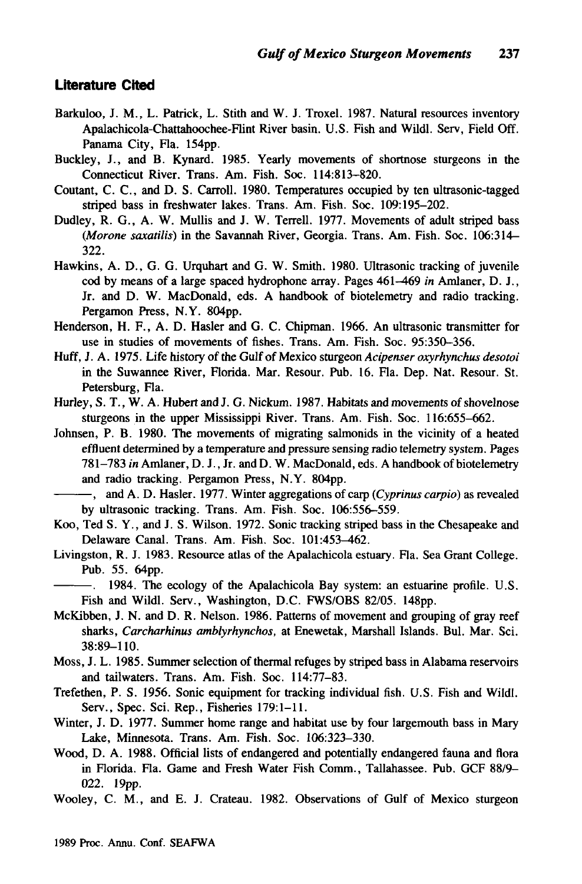## Literature Cited

Barkuloo, J. M., L. Patrick, L. Stith and W. J. Troxel. 1987. Natural resources inventory Apalachicola-Chattahoochee-Flint River basin. U.S. Fish and Wildl. Serv, Field Off. Panama City, Fla. 154pp.

Buckley, J., and B. Kynard. 1985. Yearly movements of shortnose sturgeons in the Connecticut River. Trans. Am. Fish. Soc. 114:813–820.

Coutant, C. C., and D. S. Carroll. 1980. Temperatures occupied by ten ultrasonic-tagged striped bass in freshwater lakes. Trans. Am. Fish. Soc. 109:195–202.

Dudley, R. G., A. W. Mullis and J. W. Terrell. 1977. Movements of adult striped bass (*Morone saxatilis*) in the Savannah River, Georgia. Trans. Am. Fish. Soc. 106:314–322.

Hawkins, A. D., G. G. Urquhart and G. W. Smith. 1980. Ultrasonic tracking of juvenile cod by means of a large spaced hydrophone array. Pages 461–469 *in* Amlaner, D. J., Jr. and D. W. MacDonald, eds. A handbook of biotelemetry and radio tracking. Pergamon Press, N.Y. 804pp.

Henderson, H. F., A. D. Hasler and G. C. Chipman. 1966. An ultrasonic transmitter for use in studies of movements of fishes. Trans. Am. Fish. Soc. 95:350–356.

Huff, J. A. 1975. Life history of the Gulf of Mexico sturgeon *Acipenser oxyrhynchus desotoi* in the Suwannee River, Florida. Mar. Resour. Pub. 16. Fla. Dep. Nat. Resour. St. Petersburg, Fla.

Hurley, S. T., W. A. Hubert and J. G. Nickum. 1987. Habitats and movements of shovelnose sturgeons in the upper Mississippi River. Trans. Am. Fish. Soc. 116:655–662.

Johnsen, P. B. 1980. The movements of migrating salmonids in the vicinity of a heated effluent determined by a temperature and pressure sensing radio telemetry system. Pages 781–783 *in* Amlaner, D. J., Jr. and D. W. MacDonald, eds. A handbook of biotelemetry and radio tracking. Pergamon Press, N.Y. 804pp.

———, and A. D. Hasler. 1977. Winter aggregations of carp (*Cyprinus carpio*) as revealed by ultrasonic tracking. Trans. Am. Fish. Soc. 106:556–559.

Koo, Ted S. Y., and J. S. Wilson. 1972. Sonic tracking striped bass in the Chesapeake and Delaware Canal. Trans. Am. Fish. Soc. 101:453–462.

Livingston, R. J. 1983. Resource atlas of the Apalachicola estuary. Fla. Sea Grant College. Pub. 55. 64pp.

———. 1984. The ecology of the Apalachicola Bay system: an estuarine profile. U.S. Fish and Wildl. Serv., Washington, D.C. FWS/OBS 82/05. 148pp.

McKibben, J. N. and D. R. Nelson. 1986. Patterns of movement and grouping of gray reef sharks, *Carcharhinus amblyrhynchos*, at Enewetak, Marshall Islands. Bul. Mar. Sci. 38:89–110.

Moss, J. L. 1985. Summer selection of thermal refuges by striped bass in Alabama reservoirs and tailwaters. Trans. Am. Fish. Soc. 114:77–83.

Trefethen, P. S. 1956. Sonic equipment for tracking individual fish. U.S. Fish and Wildl. Serv., Spec. Sci. Rep., Fisheries 179:1–11.

Winter, J. D. 1977. Summer home range and habitat use by four largemouth bass in Mary Lake, Minnesota. Trans. Am. Fish. Soc. 106:323–330.

Wood, D. A. 1988. Official lists of endangered and potentially endangered fauna and flora in Florida. Fla. Game and Fresh Water Fish Comm., Tallahassee. Pub. GCF 88/9–022. 19pp.

Wooley, C. M., and E. J. Crateau. 1982. Observations of Gulf of Mexico sturgeon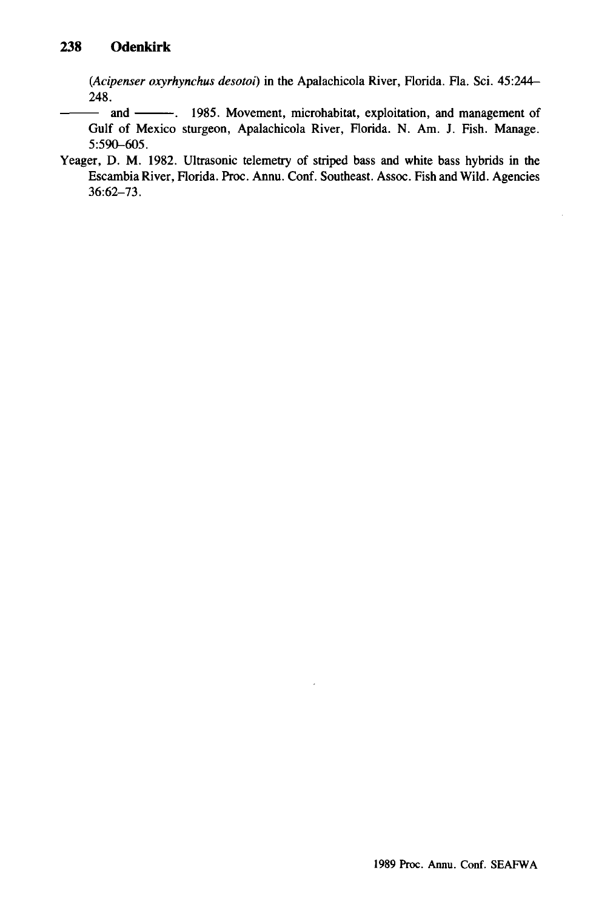(*Acipenser oxyrhynchus desotoi*) in the Apalachicola River, Florida. Fla. Sci. 45:244–248.

——— and ———. 1985. Movement, microhabitat, exploitation, and management of Gulf of Mexico sturgeon, Apalachicola River, Florida. N. Am. J. Fish. Manage. 5:590–605.

Yeager, D. M. 1982. Ultrasonic telemetry of striped bass and white bass hybrids in the Escambia River, Florida. Proc. Annu. Conf. Southeast. Assoc. Fish and Wild. Agencies 36:62–73.